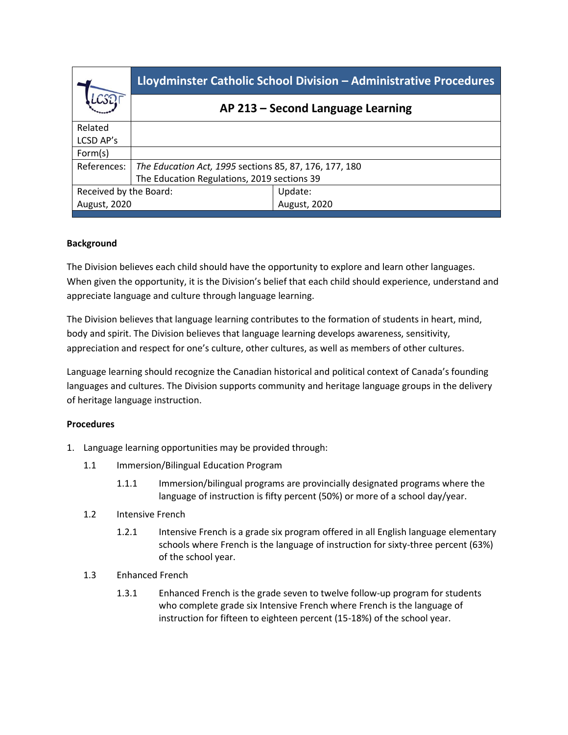| | Lloydminster Catholic School Division – Administrative Procedures | |
|---|---|---|
| | **AP 213 – Second Language Learning** | |
| Related LCSD AP's | | |
| Form(s) | | |
| References: | *The Education Act, 1995* sections 85, 87, 176, 177, 180<br>The Education Regulations, 2019 sections 39 | |
| Received by the Board:<br>August, 2020 | | Update:<br>August, 2020 |

**Background**

The Division believes each child should have the opportunity to explore and learn other languages. When given the opportunity, it is the Division's belief that each child should experience, understand and appreciate language and culture through language learning.

The Division believes that language learning contributes to the formation of students in heart, mind, body and spirit. The Division believes that language learning develops awareness, sensitivity, appreciation and respect for one's culture, other cultures, as well as members of other cultures.

Language learning should recognize the Canadian historical and political context of Canada's founding languages and cultures. The Division supports community and heritage language groups in the delivery of heritage language instruction.

**Procedures**

1. Language learning opportunities may be provided through:

   1.1 Immersion/Bilingual Education Program

      1.1.1 Immersion/bilingual programs are provincially designated programs where the language of instruction is fifty percent (50%) or more of a school day/year.

   1.2 Intensive French

      1.2.1 Intensive French is a grade six program offered in all English language elementary schools where French is the language of instruction for sixty-three percent (63%) of the school year.

   1.3 Enhanced French

      1.3.1 Enhanced French is the grade seven to twelve follow-up program for students who complete grade six Intensive French where French is the language of instruction for fifteen to eighteen percent (15-18%) of the school year.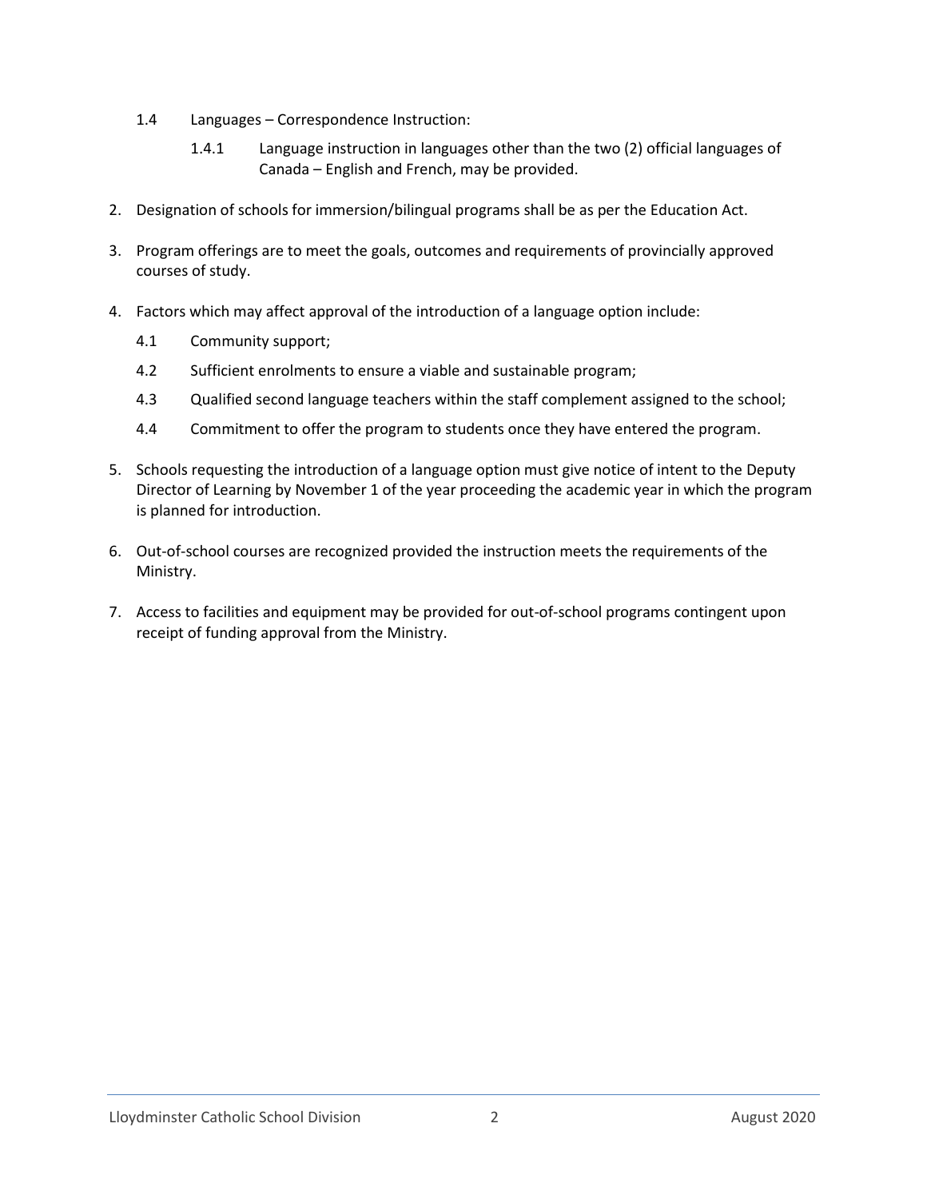1.4 Languages – Correspondence Instruction:

    1.4.1 Language instruction in languages other than the two (2) official languages of Canada – English and French, may be provided.

2. Designation of schools for immersion/bilingual programs shall be as per the Education Act.

3. Program offerings are to meet the goals, outcomes and requirements of provincially approved courses of study.

4. Factors which may affect approval of the introduction of a language option include:

    4.1 Community support;

    4.2 Sufficient enrolments to ensure a viable and sustainable program;

    4.3 Qualified second language teachers within the staff complement assigned to the school;

    4.4 Commitment to offer the program to students once they have entered the program.

5. Schools requesting the introduction of a language option must give notice of intent to the Deputy Director of Learning by November 1 of the year proceeding the academic year in which the program is planned for introduction.

6. Out-of-school courses are recognized provided the instruction meets the requirements of the Ministry.

7. Access to facilities and equipment may be provided for out-of-school programs contingent upon receipt of funding approval from the Ministry.